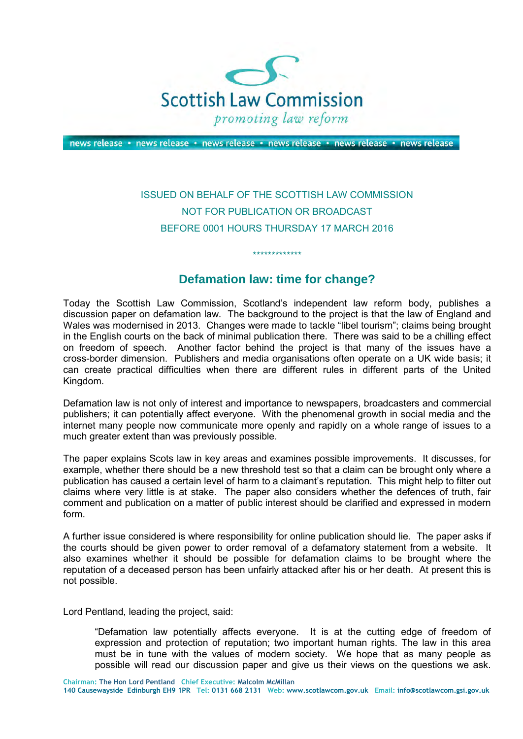# Scottish Law Commission

*promoting law reform*

news release • news release • news release • news release • news release • news release

ISSUED ON BEHALF OF THE SCOTTISH LAW COMMISSION
NOT FOR PUBLICATION OR BROADCAST
BEFORE 0001 HOURS THURSDAY 17 MARCH 2016

*************

## Defamation law: time for change?

Today the Scottish Law Commission, Scotland's independent law reform body, publishes a discussion paper on defamation law. The background to the project is that the law of England and Wales was modernised in 2013. Changes were made to tackle "libel tourism"; claims being brought in the English courts on the back of minimal publication there. There was said to be a chilling effect on freedom of speech. Another factor behind the project is that many of the issues have a cross-border dimension. Publishers and media organisations often operate on a UK wide basis; it can create practical difficulties when there are different rules in different parts of the United Kingdom.

Defamation law is not only of interest and importance to newspapers, broadcasters and commercial publishers; it can potentially affect everyone. With the phenomenal growth in social media and the internet many people now communicate more openly and rapidly on a whole range of issues to a much greater extent than was previously possible.

The paper explains Scots law in key areas and examines possible improvements. It discusses, for example, whether there should be a new threshold test so that a claim can be brought only where a publication has caused a certain level of harm to a claimant's reputation. This might help to filter out claims where very little is at stake. The paper also considers whether the defences of truth, fair comment and publication on a matter of public interest should be clarified and expressed in modern form.

A further issue considered is where responsibility for online publication should lie. The paper asks if the courts should be given power to order removal of a defamatory statement from a website. It also examines whether it should be possible for defamation claims to be brought where the reputation of a deceased person has been unfairly attacked after his or her death. At present this is not possible.

Lord Pentland, leading the project, said:

> "Defamation law potentially affects everyone. It is at the cutting edge of freedom of expression and protection of reputation; two important human rights. The law in this area must be in tune with the values of modern society. We hope that as many people as possible will read our discussion paper and give us their views on the questions we ask.

Chairman: The Hon Lord Pentland Chief Executive: Malcolm McMillan
140 Causewayside Edinburgh EH9 1PR Tel: 0131 668 2131 Web: www.scotlawcom.gov.uk Email: info@scotlawcom.gsi.gov.uk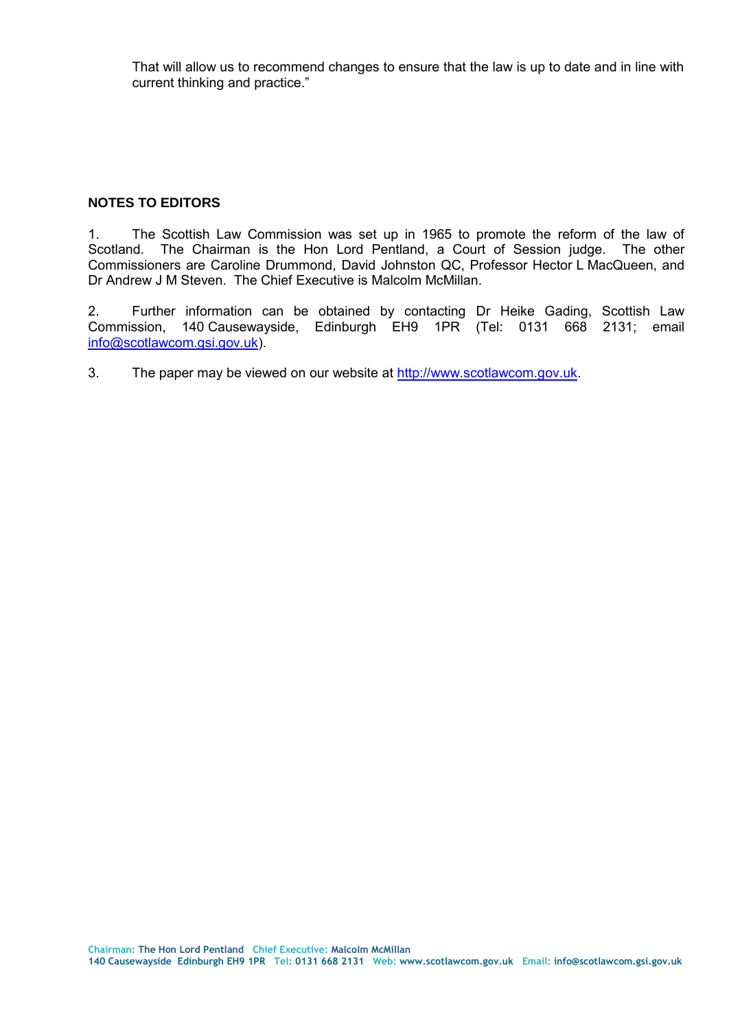That will allow us to recommend changes to ensure that the law is up to date and in line with current thinking and practice."

**NOTES TO EDITORS**

1. The Scottish Law Commission was set up in 1965 to promote the reform of the law of Scotland. The Chairman is the Hon Lord Pentland, a Court of Session judge. The other Commissioners are Caroline Drummond, David Johnston QC, Professor Hector L MacQueen, and Dr Andrew J M Steven. The Chief Executive is Malcolm McMillan.

2. Further information can be obtained by contacting Dr Heike Gading, Scottish Law Commission, 140 Causewayside, Edinburgh EH9 1PR (Tel: 0131 668 2131; email info@scotlawcom.gsi.gov.uk).

3. The paper may be viewed on our website at http://www.scotlawcom.gov.uk.